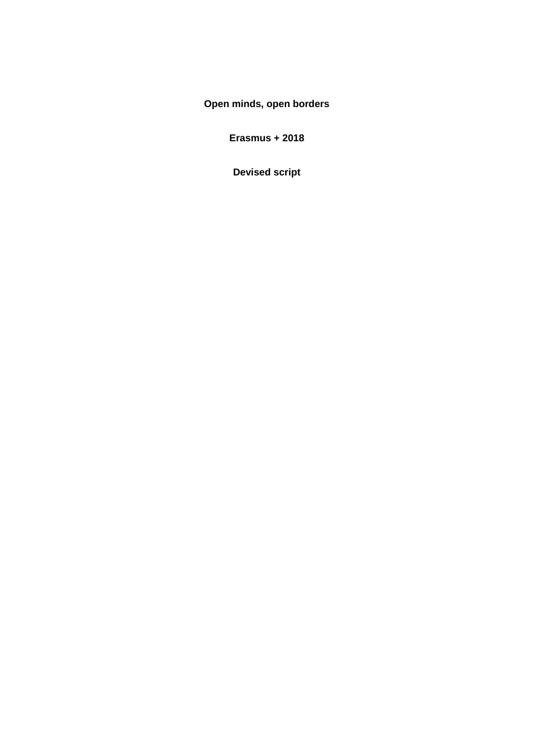**Open minds, open borders**

**Erasmus + 2018**

**Devised script**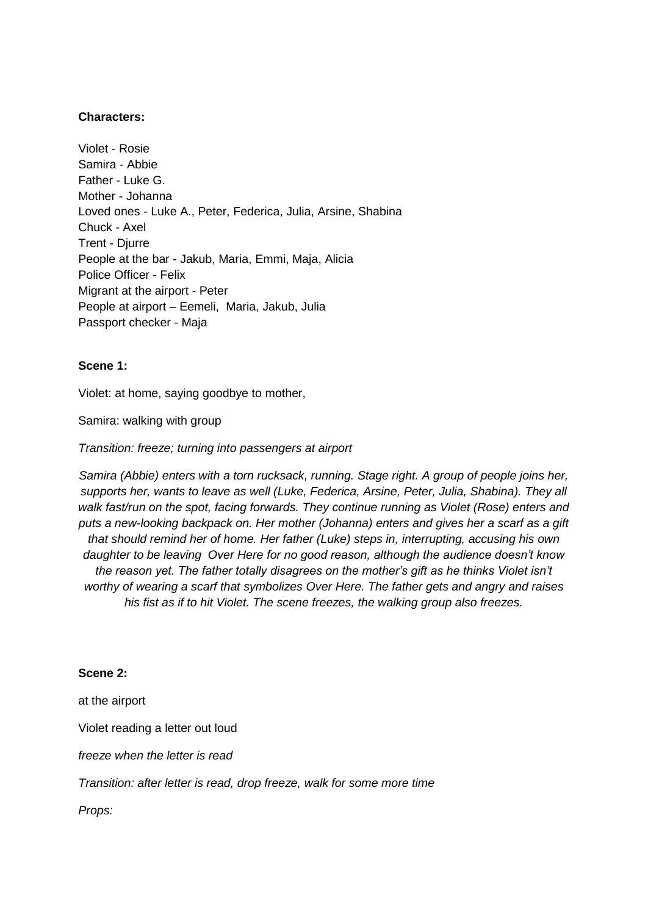**Characters:**

Violet - Rosie
Samira - Abbie
Father - Luke G.
Mother - Johanna
Loved ones - Luke A., Peter, Federica, Julia, Arsine, Shabina
Chuck - Axel
Trent - Djurre
People at the bar - Jakub, Maria, Emmi, Maja, Alicia
Police Officer - Felix
Migrant at the airport - Peter
People at airport – Eemeli, Maria, Jakub, Julia
Passport checker - Maja

**Scene 1:**

Violet: at home, saying goodbye to mother,

Samira: walking with group

*Transition: freeze; turning into passengers at airport*

*Samira (Abbie) enters with a torn rucksack, running. Stage right. A group of people joins her, supports her, wants to leave as well (Luke, Federica, Arsine, Peter, Julia, Shabina). They all walk fast/run on the spot, facing forwards. They continue running as Violet (Rose) enters and puts a new-looking backpack on. Her mother (Johanna) enters and gives her a scarf as a gift that should remind her of home. Her father (Luke) steps in, interrupting, accusing his own daughter to be leaving Over Here for no good reason, although the audience doesn't know the reason yet. The father totally disagrees on the mother's gift as he thinks Violet isn't worthy of wearing a scarf that symbolizes Over Here. The father gets and angry and raises his fist as if to hit Violet. The scene freezes, the walking group also freezes.*

**Scene 2:**

at the airport

Violet reading a letter out loud

*freeze when the letter is read*

*Transition: after letter is read, drop freeze, walk for some more time*

*Props:*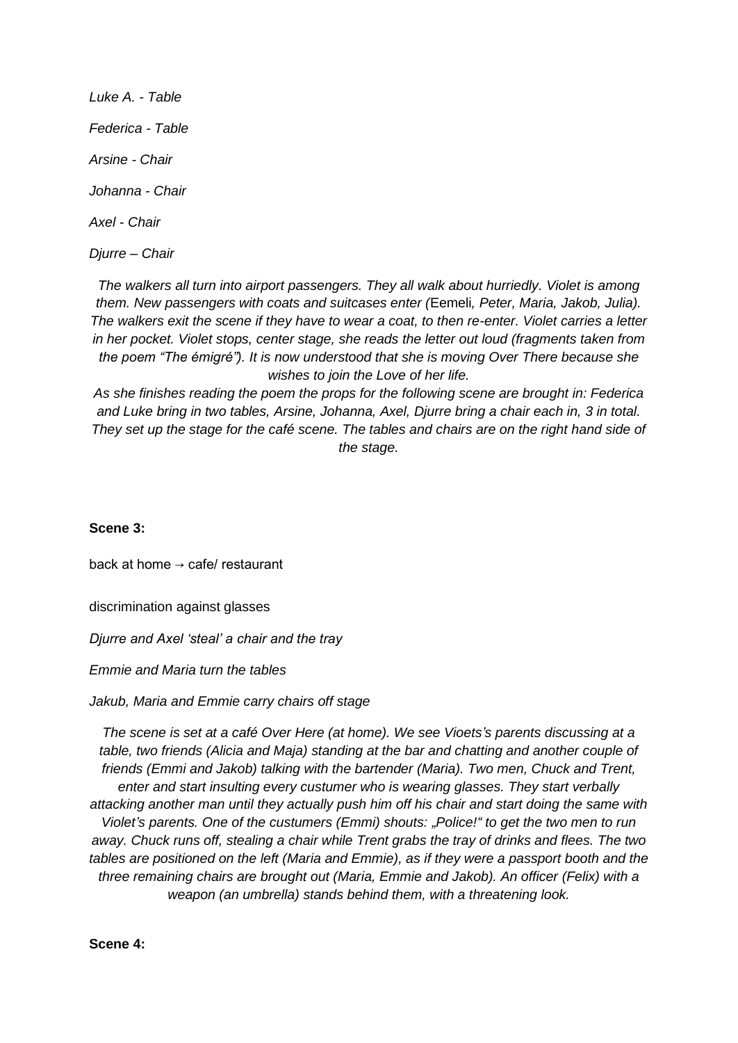*Luke A. - Table*

*Federica - Table*

*Arsine - Chair*

*Johanna - Chair*

*Axel - Chair*

*Djurre – Chair*

*The walkers all turn into airport passengers. They all walk about hurriedly. Violet is among them. New passengers with coats and suitcases enter (*Eemeli*, Peter, Maria, Jakob, Julia). The walkers exit the scene if they have to wear a coat, to then re-enter. Violet carries a letter in her pocket. Violet stops, center stage, she reads the letter out loud (fragments taken from the poem "The émigré"). It is now understood that she is moving Over There because she wishes to join the Love of her life.*

*As she finishes reading the poem the props for the following scene are brought in: Federica and Luke bring in two tables, Arsine, Johanna, Axel, Djurre bring a chair each in, 3 in total. They set up the stage for the café scene. The tables and chairs are on the right hand side of the stage.*

**Scene 3:**

back at home → cafe/ restaurant

discrimination against glasses

*Djurre and Axel 'steal' a chair and the tray*

*Emmie and Maria turn the tables*

*Jakub, Maria and Emmie carry chairs off stage*

*The scene is set at a café Over Here (at home). We see Vioets's parents discussing at a table, two friends (Alicia and Maja) standing at the bar and chatting and another couple of friends (Emmi and Jakob) talking with the bartender (Maria). Two men, Chuck and Trent, enter and start insulting every custumer who is wearing glasses. They start verbally attacking another man until they actually push him off his chair and start doing the same with Violet's parents. One of the custumers (Emmi) shouts: „Police!" to get the two men to run away. Chuck runs off, stealing a chair while Trent grabs the tray of drinks and flees. The two tables are positioned on the left (Maria and Emmie), as if they were a passport booth and the three remaining chairs are brought out (Maria, Emmie and Jakob). An officer (Felix) with a weapon (an umbrella) stands behind them, with a threatening look.*

**Scene 4:**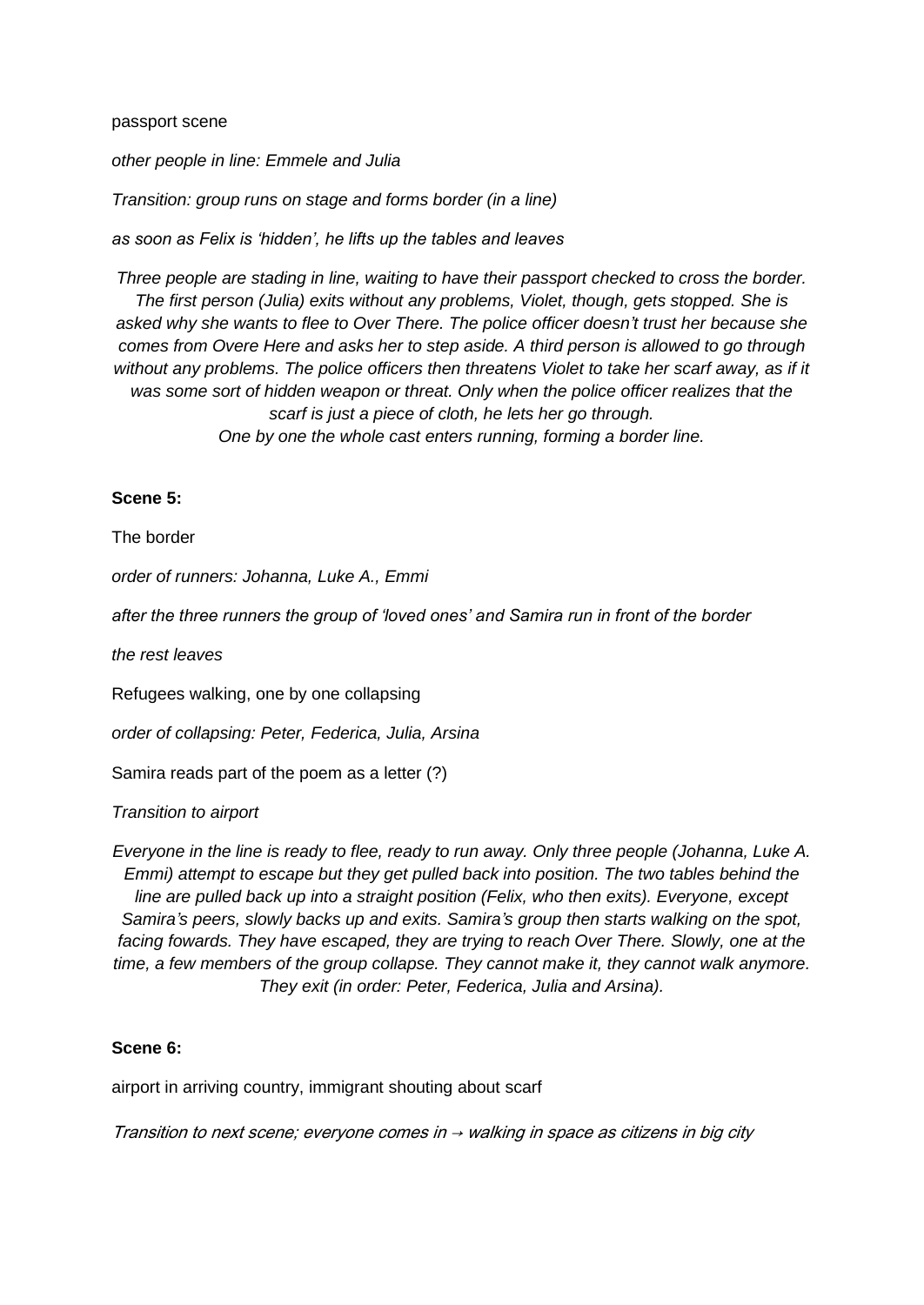passport scene

*other people in line: Emmele and Julia*

*Transition: group runs on stage and forms border (in a line)*

*as soon as Felix is 'hidden', he lifts up the tables and leaves*

*Three people are stading in line, waiting to have their passport checked to cross the border. The first person (Julia) exits without any problems, Violet, though, gets stopped. She is asked why she wants to flee to Over There. The police officer doesn't trust her because she comes from Overe Here and asks her to step aside. A third person is allowed to go through without any problems. The police officers then threatens Violet to take her scarf away, as if it was some sort of hidden weapon or threat. Only when the police officer realizes that the scarf is just a piece of cloth, he lets her go through.*
*One by one the whole cast enters running, forming a border line.*

**Scene 5:**

The border

*order of runners: Johanna, Luke A., Emmi*

*after the three runners the group of 'loved ones' and Samira run in front of the border*

*the rest leaves*

Refugees walking, one by one collapsing

*order of collapsing: Peter, Federica, Julia, Arsina*

Samira reads part of the poem as a letter (?)

*Transition to airport*

*Everyone in the line is ready to flee, ready to run away. Only three people (Johanna, Luke A. Emmi) attempt to escape but they get pulled back into position. The two tables behind the line are pulled back up into a straight position (Felix, who then exits). Everyone, except Samira's peers, slowly backs up and exits. Samira's group then starts walking on the spot, facing fowards. They have escaped, they are trying to reach Over There. Slowly, one at the time, a few members of the group collapse. They cannot make it, they cannot walk anymore. They exit (in order: Peter, Federica, Julia and Arsina).*

**Scene 6:**

airport in arriving country, immigrant shouting about scarf

*Transition to next scene; everyone comes in → walking in space as citizens in big city*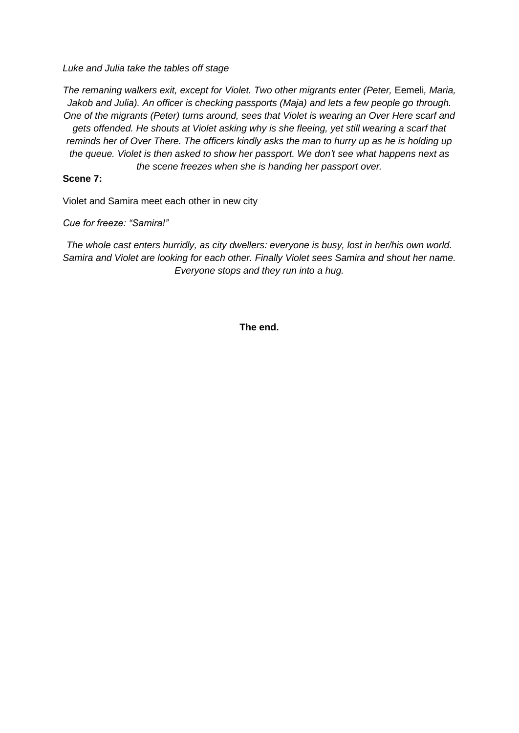*Luke and Julia take the tables off stage*

*The remaning walkers exit, except for Violet. Two other migrants enter (Peter,* Eemeli*, Maria, Jakob and Julia). An officer is checking passports (Maja) and lets a few people go through. One of the migrants (Peter) turns around, sees that Violet is wearing an Over Here scarf and gets offended. He shouts at Violet asking why is she fleeing, yet still wearing a scarf that reminds her of Over There. The officers kindly asks the man to hurry up as he is holding up the queue. Violet is then asked to show her passport. We don't see what happens next as the scene freezes when she is handing her passport over.*

**Scene 7:**

Violet and Samira meet each other in new city

*Cue for freeze: "Samira!"*

*The whole cast enters hurridly, as city dwellers: everyone is busy, lost in her/his own world. Samira and Violet are looking for each other. Finally Violet sees Samira and shout her name. Everyone stops and they run into a hug.*

**The end.**